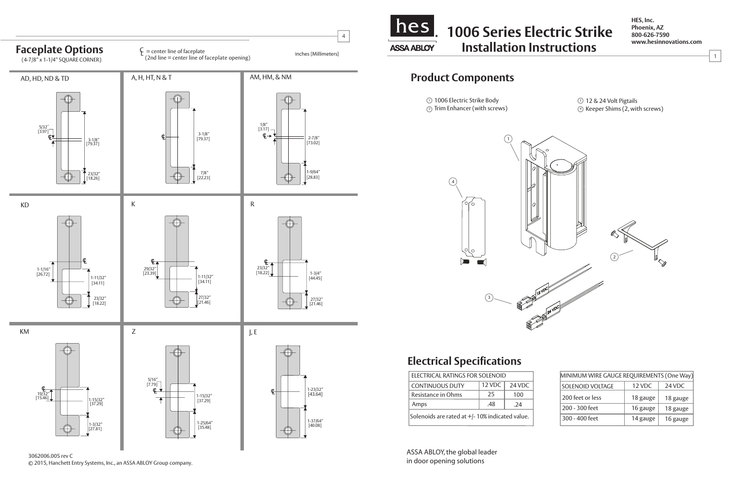## Faceplate Options

(4-7/8" x 1-1/4" SQUARE CORNER)

℄ = center line of faceplate
(2nd line = center line of faceplate opening)

Inches [Millimeters]

AD, HD, ND & TD

5/32" [3.97]
3-1/8" [79.37]
23/32" [18.26]

A, H, HT, N & T

3-1/8" [79.37]
7/8" [22.23]

AM, HM, & NM

1/8" [3.17]
2-7/8" [73.02]
1-9/64" [28.83]

KD

1-1/16" [26.72]
1-11/32" [34.11]
23/32" [18.22]

K

29/32" [23.39]
1-11/32" [34.11]
27/32" [21.46]

R

23/32" [18.22]
1-3/4" [44.45]
27/32" [21.46]

KM

19/32" [15.46]
1-15/32" [37.29]
1-3/32" [27.81]

Z

5/16" [7.79]
1-15/32" [37.29]
1-25/64" [35.48]

J, E

1-23/32" [43.64]
1-37/64" [40.08]

3062006.005 rev C
© 2015, Hanchett Entry Systems, Inc., an ASSA ABLOY Group company.

# 1006 Series Electric Strike Installation Instructions

HES, Inc.
Phoenix, AZ
800-626-7590
www.hesinnovations.com

## Product Components

1. 1006 Electric Strike Body
2. Trim Enhancer (with screws)
3. 12 & 24 Volt Pigtails
4. Keeper Shims (2, with screws)

## Electrical Specifications

| ELECTRICAL RATINGS FOR SOLENOID | | |
|---|---|---|
| CONTINUOUS DUTY | 12 VDC | 24 VDC |
| Resistance in Ohms | 25 | 100 |
| Amps | .48 | .24 |
| Solenoids are rated at +/- 10% indicated value. | | |

| MINIMUM WIRE GAUGE REQUIREMENTS (One Way) | | |
|---|---|---|
| SOLENOID VOLTAGE | 12 VDC | 24 VDC |
| 200 feet or less | 18 gauge | 18 gauge |
| 200 - 300 feet | 16 gauge | 18 gauge |
| 300 - 400 feet | 14 gauge | 16 gauge |

ASSA ABLOY, the global leader in door opening solutions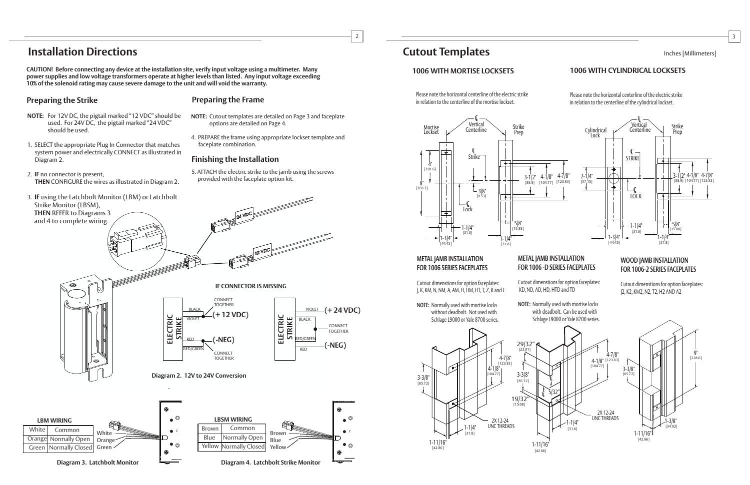# Installation Directions

**CAUTION! Before connecting any device at the installation site, verify input voltage using a multimeter. Many power supplies and low voltage transformers operate at higher levels than listed. Any input voltage exceeding 10% of the solenoid rating may cause severe damage to the unit and will void the warranty.**

## Preparing the Strike

**NOTE:** For 12V DC, the pigtail marked "12 VDC" should be used. For 24V DC, the pigtail marked "24 VDC" should be used.

1. SELECT the appropriate Plug In Connector that matches system power and electrically CONNECT as illustrated in Diagram 2.
2. **IF** no connector is present, **THEN** CONFIGURE the wires as illustrated in Diagram 2.
3. **IF** using the Latchbolt Monitor (LBM) or Latchbolt Strike Monitor (LBSM), **THEN** REFER to Diagrams 3 and 4 to complete wiring.

## Preparing the Frame

**NOTE:** Cutout templates are detailed on Page 3 and faceplate options are detailed on Page 4.

4. PREPARE the frame using appropriate lockset template and faceplate combination.

## Finishing the Installation

5. ATTACH the electric strike to the jamb using the screws provided with the faceplate option kit.

24 VDC

12 VDC

**IF CONNECTOR IS MISSING**

ELECTRIC STRIKE

BLACK
VIOLET
CONNECT TOGETHER
(+12 VDC)
RED
RED/GREEN
(-NEG)
CONNECT TOGETHER

ELECTRIC STRIKE

VIOLET
(+24 VDC)
BLACK
CONNECT TOGETHER
RED/GREEN
RED
(-NEG)

**Diagram 2. 12V to 24V Conversion**

**LBM WIRING**

| | |
|---|---|
| White | Common |
| Orange | Normally Open |
| Green | Normally Closed |

White
Orange
Green

**Diagram 3. Latchbolt Monitor**

**LBSM WIRING**

| | |
|---|---|
| Brown | Common |
| Blue | Normally Open |
| Yellow | Normally Closed |

Brown
Blue
Yellow

**Diagram 4. Latchbolt Strike Monitor**

# Cutout Templates

Inches [Millimeters]

### 1006 WITH MORTISE LOCKSETS

Please note the horizontal centerline of the electric strike in relation to the centerline of the mortise lockset.

Mortise Lockset
℄ Vertical Centerline
Strike Prep
℄ Strike
℄ Lock
4" [101.6]
8" [203.2]
3/8" [9.53]
3-1/2" [88.9]
4-1/8" [104.77]
4-7/8" [123.83]
5/8" [15.88]
1-1/4" [31.8]
1-3/4" [44.45]
1-1/4" [31.8]

### 1006 WITH CYLINDRICAL LOCKSETS

Please note the horizontal centerline of the electric strike in relation to the centerline of the cylindrical lockset.

Cylindrical Lock
℄ Vertical Centerline
Strike Prep
℄ STRIKE
℄ LOCK
2-1/4" [57.15]
3-1/2" [88.9]
4-1/8" [104.77]
4-7/8" [123.83]
5/8" [15.88]
1-1/4" [31.8]
1-3/4" [44.45]
1-1/4" [31.8]

**METAL JAMB INSTALLATION FOR 1006 SERIES FACEPLATES**

Cutout dimensions for option faceplates: J, K, KM, N, NM, A, AM, H, HM, HT, T, Z, R and E

**NOTE:** Normally used with mortise locks without deadbolt. Not used with Schlage L9000 or Yale 8700 series.

3-3/8" [85.72]
4-7/8" [123.83]
4-1/8" [104.77]
2X 12-24 UNC THREADS
1-1/4" [31.8]
1-11/16" [42.86]

**METAL JAMB INSTALLATION FOR 1006 -D SERIES FACEPLATES**

Cutout dimensions for option faceplates: KD, ND, AD, HD, HTD and TD

**NOTE:** Normally used with mortise locks with deadbolt. Can be used with Schlage L9000 or Yale 8700 series.

29/32" [23.01]
3-3/8" [85.72]
4-1/8" [104.77]
4-7/8" [123.83]
5/32"
19/32" [15.08]
2X 12-24 UNC THREADS
1-1/4" [31.8]
1-11/16" [42.86]

**WOOD JAMB INSTALLATION FOR 1006-2 SERIES FACEPLATES**

Cutout dimensions for option faceplates: J2, K2, KM2, N2, T2, H2 AND A2

9" [228.6]
3-3/8" [85.72]
1-3/8" [34.92]
1-11/16" [42.86]